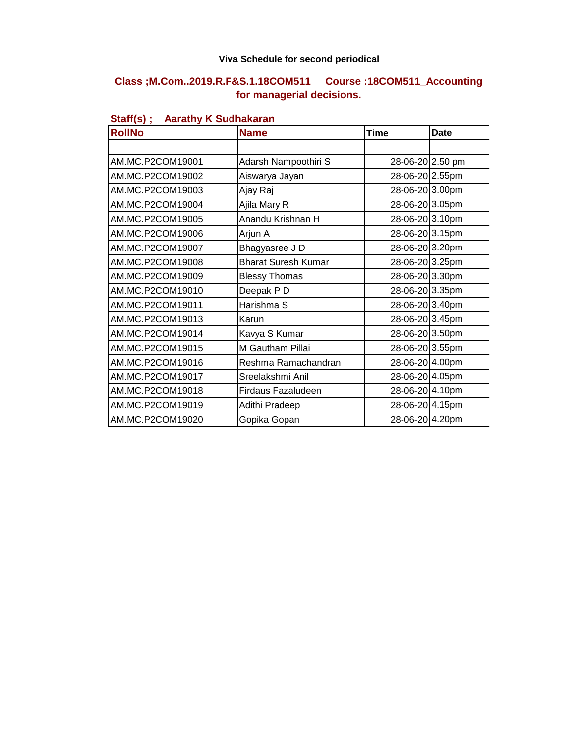**Viva Schedule for second periodical**

**Class ;M.Com..2019.R.F&S.1.18COM511 Course :18COM511_Accounting for managerial decisions.**

**Staff(s) ; Aarathy K Sudhakaran**

| RollNo | Name | Time | Date |
|---|---|---|---|
| | | | |
| AM.MC.P2COM19001 | Adarsh Nampoothiri S | 28-06-20 | 2.50 pm |
| AM.MC.P2COM19002 | Aiswarya Jayan | 28-06-20 | 2.55pm |
| AM.MC.P2COM19003 | Ajay Raj | 28-06-20 | 3.00pm |
| AM.MC.P2COM19004 | Ajila Mary R | 28-06-20 | 3.05pm |
| AM.MC.P2COM19005 | Anandu Krishnan H | 28-06-20 | 3.10pm |
| AM.MC.P2COM19006 | Arjun A | 28-06-20 | 3.15pm |
| AM.MC.P2COM19007 | Bhagyasree J D | 28-06-20 | 3.20pm |
| AM.MC.P2COM19008 | Bharat Suresh Kumar | 28-06-20 | 3.25pm |
| AM.MC.P2COM19009 | Blessy Thomas | 28-06-20 | 3.30pm |
| AM.MC.P2COM19010 | Deepak P D | 28-06-20 | 3.35pm |
| AM.MC.P2COM19011 | Harishma S | 28-06-20 | 3.40pm |
| AM.MC.P2COM19013 | Karun | 28-06-20 | 3.45pm |
| AM.MC.P2COM19014 | Kavya S Kumar | 28-06-20 | 3.50pm |
| AM.MC.P2COM19015 | M Gautham Pillai | 28-06-20 | 3.55pm |
| AM.MC.P2COM19016 | Reshma Ramachandran | 28-06-20 | 4.00pm |
| AM.MC.P2COM19017 | Sreelakshmi Anil | 28-06-20 | 4.05pm |
| AM.MC.P2COM19018 | Firdaus Fazaludeen | 28-06-20 | 4.10pm |
| AM.MC.P2COM19019 | Adithi Pradeep | 28-06-20 | 4.15pm |
| AM.MC.P2COM19020 | Gopika Gopan | 28-06-20 | 4.20pm |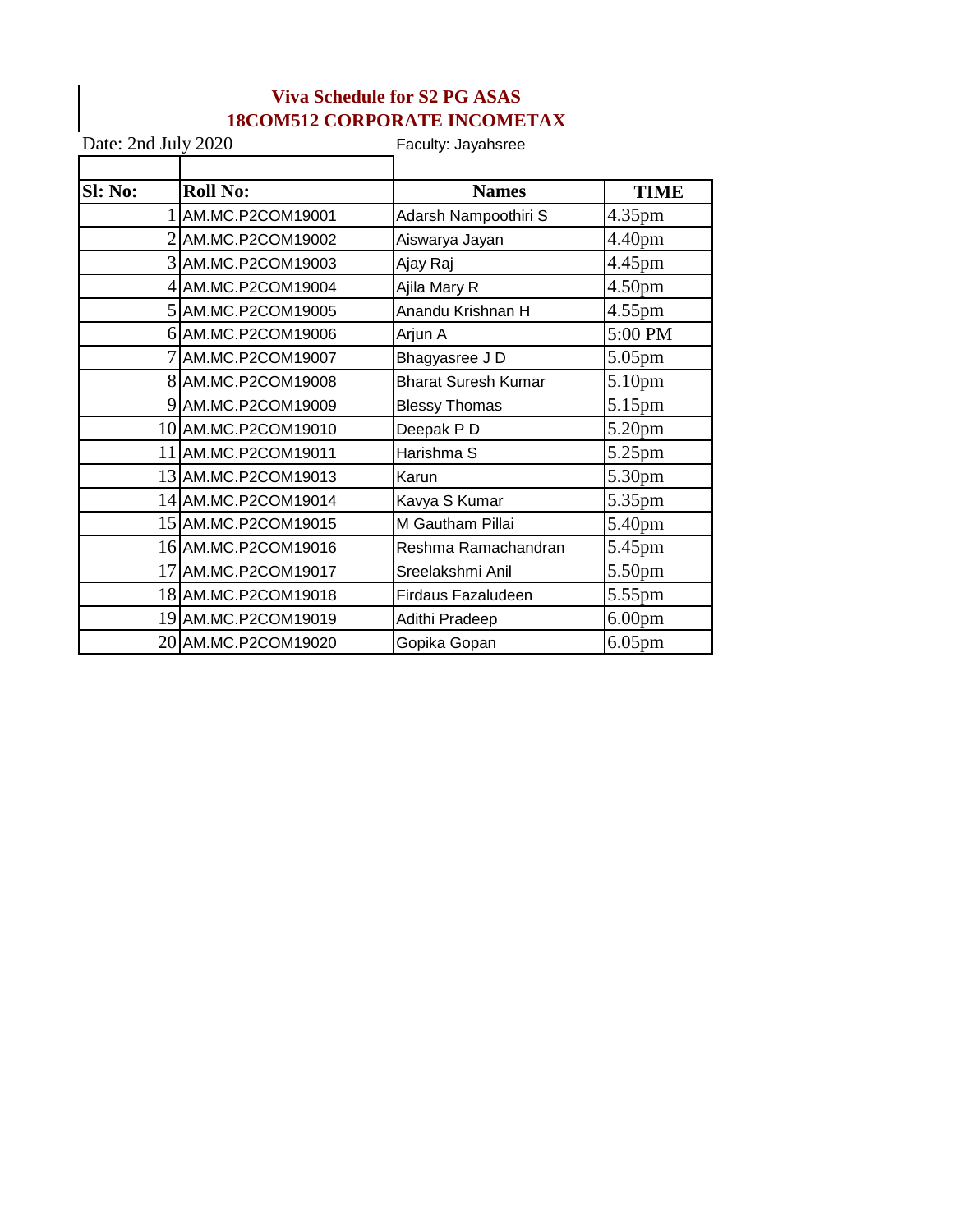# Viva Schedule for S2 PG ASAS
## 18COM512 CORPORATE INCOMETAX

Date: 2nd July 2020 Faculty: Jayahsree

| Sl: No: | Roll No: | Names | TIME |
|---|---|---|---|
| 1 | AM.MC.P2COM19001 | Adarsh Nampoothiri S | 4.35pm |
| 2 | AM.MC.P2COM19002 | Aiswarya Jayan | 4.40pm |
| 3 | AM.MC.P2COM19003 | Ajay Raj | 4.45pm |
| 4 | AM.MC.P2COM19004 | Ajila Mary R | 4.50pm |
| 5 | AM.MC.P2COM19005 | Anandu Krishnan H | 4.55pm |
| 6 | AM.MC.P2COM19006 | Arjun A | 5:00 PM |
| 7 | AM.MC.P2COM19007 | Bhagyasree J D | 5.05pm |
| 8 | AM.MC.P2COM19008 | Bharat Suresh Kumar | 5.10pm |
| 9 | AM.MC.P2COM19009 | Blessy Thomas | 5.15pm |
| 10 | AM.MC.P2COM19010 | Deepak P D | 5.20pm |
| 11 | AM.MC.P2COM19011 | Harishma S | 5.25pm |
| 13 | AM.MC.P2COM19013 | Karun | 5.30pm |
| 14 | AM.MC.P2COM19014 | Kavya S Kumar | 5.35pm |
| 15 | AM.MC.P2COM19015 | M Gautham Pillai | 5.40pm |
| 16 | AM.MC.P2COM19016 | Reshma Ramachandran | 5.45pm |
| 17 | AM.MC.P2COM19017 | Sreelakshmi Anil | 5.50pm |
| 18 | AM.MC.P2COM19018 | Firdaus Fazaludeen | 5.55pm |
| 19 | AM.MC.P2COM19019 | Adithi Pradeep | 6.00pm |
| 20 | AM.MC.P2COM19020 | Gopika Gopan | 6.05pm |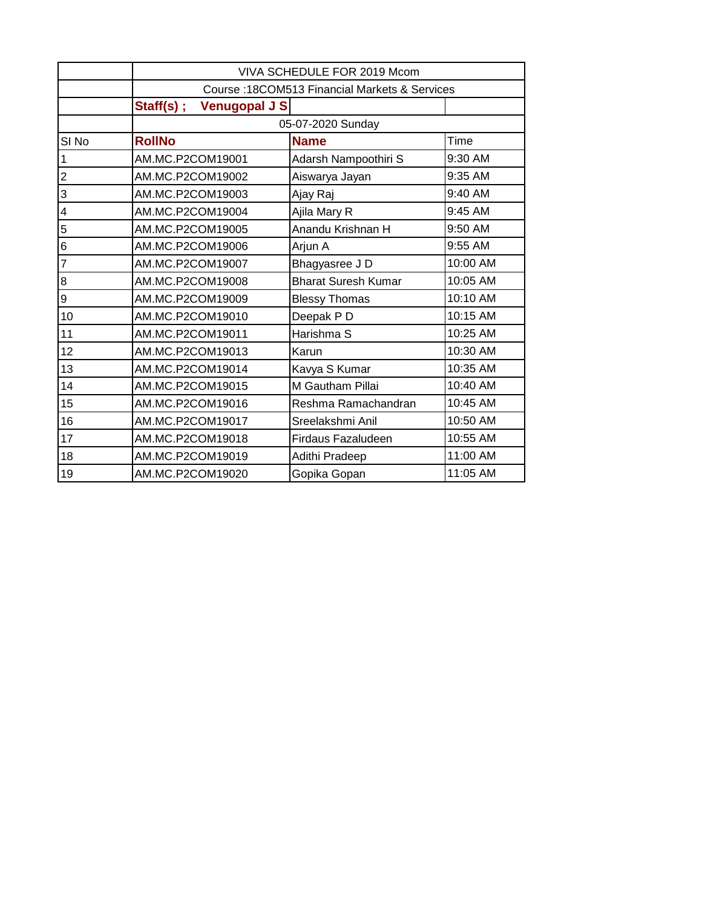| | VIVA SCHEDULE FOR 2019 Mcom | | |
|---|---|---|---|
| | Course :18COM513 Financial Markets & Services | | |
| | **Staff(s) ; Venugopal J S** | | |
| | 05-07-2020 Sunday | | |
| Sl No | **RollNo** | **Name** | Time |
| 1 | AM.MC.P2COM19001 | Adarsh Nampoothiri S | 9:30 AM |
| 2 | AM.MC.P2COM19002 | Aiswarya Jayan | 9:35 AM |
| 3 | AM.MC.P2COM19003 | Ajay Raj | 9:40 AM |
| 4 | AM.MC.P2COM19004 | Ajila Mary R | 9:45 AM |
| 5 | AM.MC.P2COM19005 | Anandu Krishnan H | 9:50 AM |
| 6 | AM.MC.P2COM19006 | Arjun A | 9:55 AM |
| 7 | AM.MC.P2COM19007 | Bhagyasree J D | 10:00 AM |
| 8 | AM.MC.P2COM19008 | Bharat Suresh Kumar | 10:05 AM |
| 9 | AM.MC.P2COM19009 | Blessy Thomas | 10:10 AM |
| 10 | AM.MC.P2COM19010 | Deepak P D | 10:15 AM |
| 11 | AM.MC.P2COM19011 | Harishma S | 10:25 AM |
| 12 | AM.MC.P2COM19013 | Karun | 10:30 AM |
| 13 | AM.MC.P2COM19014 | Kavya S Kumar | 10:35 AM |
| 14 | AM.MC.P2COM19015 | M Gautham Pillai | 10:40 AM |
| 15 | AM.MC.P2COM19016 | Reshma Ramachandran | 10:45 AM |
| 16 | AM.MC.P2COM19017 | Sreelakshmi Anil | 10:50 AM |
| 17 | AM.MC.P2COM19018 | Firdaus Fazaludeen | 10:55 AM |
| 18 | AM.MC.P2COM19019 | Adithi Pradeep | 11:00 AM |
| 19 | AM.MC.P2COM19020 | Gopika Gopan | 11:05 AM |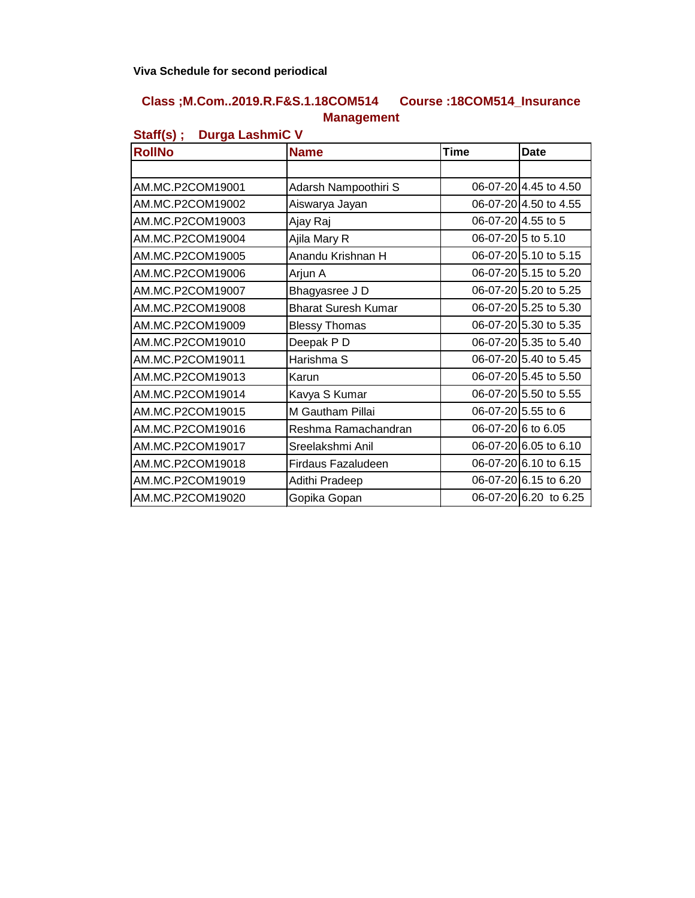**Viva Schedule for second periodical**

**Class ;M.Com..2019.R.F&S.1.18COM514 Course :18COM514_Insurance Management**

**Staff(s) ; Durga LashmiC V**

| RollNo | Name | Time | Date |
|---|---|---|---|
| | | | |
| AM.MC.P2COM19001 | Adarsh Nampoothiri S | 06-07-20 | 4.45 to 4.50 |
| AM.MC.P2COM19002 | Aiswarya Jayan | 06-07-20 | 4.50 to 4.55 |
| AM.MC.P2COM19003 | Ajay Raj | 06-07-20 | 4.55 to 5 |
| AM.MC.P2COM19004 | Ajila Mary R | 06-07-20 | 5 to 5.10 |
| AM.MC.P2COM19005 | Anandu Krishnan H | 06-07-20 | 5.10 to 5.15 |
| AM.MC.P2COM19006 | Arjun A | 06-07-20 | 5.15 to 5.20 |
| AM.MC.P2COM19007 | Bhagyasree J D | 06-07-20 | 5.20 to 5.25 |
| AM.MC.P2COM19008 | Bharat Suresh Kumar | 06-07-20 | 5.25 to 5.30 |
| AM.MC.P2COM19009 | Blessy Thomas | 06-07-20 | 5.30 to 5.35 |
| AM.MC.P2COM19010 | Deepak P D | 06-07-20 | 5.35 to 5.40 |
| AM.MC.P2COM19011 | Harishma S | 06-07-20 | 5.40 to 5.45 |
| AM.MC.P2COM19013 | Karun | 06-07-20 | 5.45 to 5.50 |
| AM.MC.P2COM19014 | Kavya S Kumar | 06-07-20 | 5.50 to 5.55 |
| AM.MC.P2COM19015 | M Gautham Pillai | 06-07-20 | 5.55 to 6 |
| AM.MC.P2COM19016 | Reshma Ramachandran | 06-07-20 | 6 to 6.05 |
| AM.MC.P2COM19017 | Sreelakshmi Anil | 06-07-20 | 6.05 to 6.10 |
| AM.MC.P2COM19018 | Firdaus Fazaludeen | 06-07-20 | 6.10 to 6.15 |
| AM.MC.P2COM19019 | Adithi Pradeep | 06-07-20 | 6.15 to 6.20 |
| AM.MC.P2COM19020 | Gopika Gopan | 06-07-20 | 6.20 to 6.25 |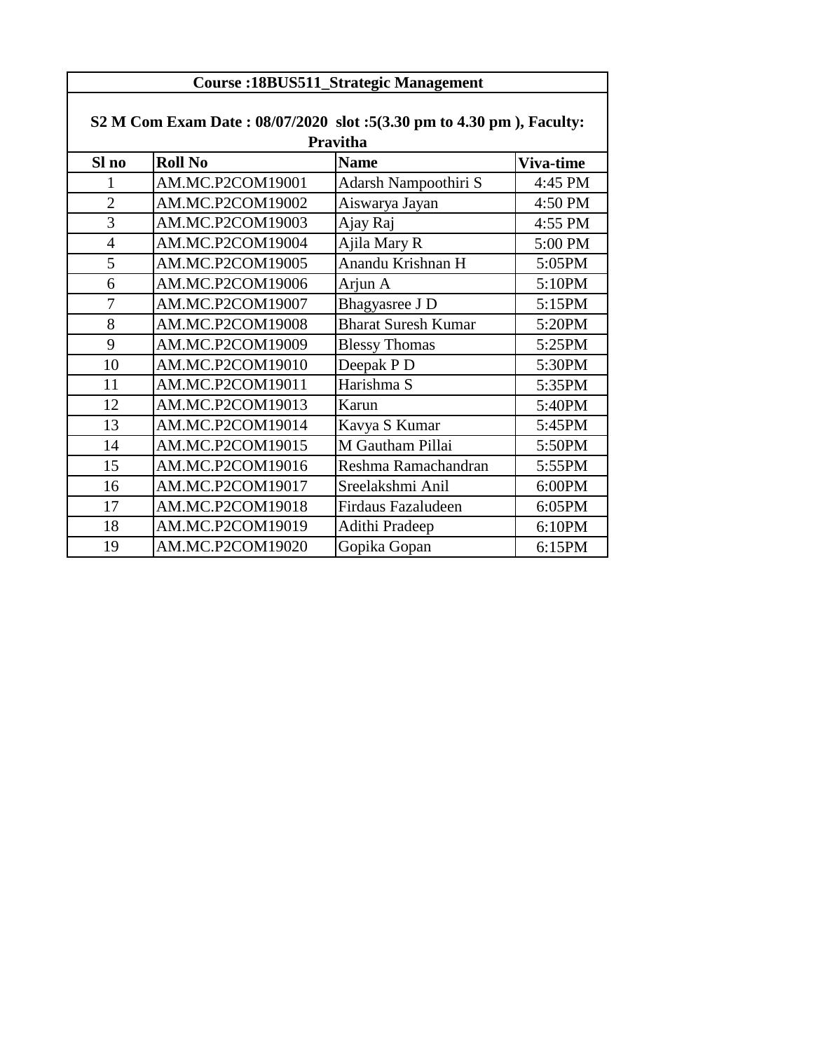| Course :18BUS511_Strategic Management | | | |
|---|---|---|---|
| S2 M Com Exam Date : 08/07/2020 slot :5(3.30 pm to 4.30 pm ), Faculty: Pravitha | | | |
| **Sl no** | **Roll No** | **Name** | **Viva-time** |
| 1 | AM.MC.P2COM19001 | Adarsh Nampoothiri S | 4:45 PM |
| 2 | AM.MC.P2COM19002 | Aiswarya Jayan | 4:50 PM |
| 3 | AM.MC.P2COM19003 | Ajay Raj | 4:55 PM |
| 4 | AM.MC.P2COM19004 | Ajila Mary R | 5:00 PM |
| 5 | AM.MC.P2COM19005 | Anandu Krishnan H | 5:05PM |
| 6 | AM.MC.P2COM19006 | Arjun A | 5:10PM |
| 7 | AM.MC.P2COM19007 | Bhagyasree J D | 5:15PM |
| 8 | AM.MC.P2COM19008 | Bharat Suresh Kumar | 5:20PM |
| 9 | AM.MC.P2COM19009 | Blessy Thomas | 5:25PM |
| 10 | AM.MC.P2COM19010 | Deepak P D | 5:30PM |
| 11 | AM.MC.P2COM19011 | Harishma S | 5:35PM |
| 12 | AM.MC.P2COM19013 | Karun | 5:40PM |
| 13 | AM.MC.P2COM19014 | Kavya S Kumar | 5:45PM |
| 14 | AM.MC.P2COM19015 | M Gautham Pillai | 5:50PM |
| 15 | AM.MC.P2COM19016 | Reshma Ramachandran | 5:55PM |
| 16 | AM.MC.P2COM19017 | Sreelakshmi Anil | 6:00PM |
| 17 | AM.MC.P2COM19018 | Firdaus Fazaludeen | 6:05PM |
| 18 | AM.MC.P2COM19019 | Adithi Pradeep | 6:10PM |
| 19 | AM.MC.P2COM19020 | Gopika Gopan | 6:15PM |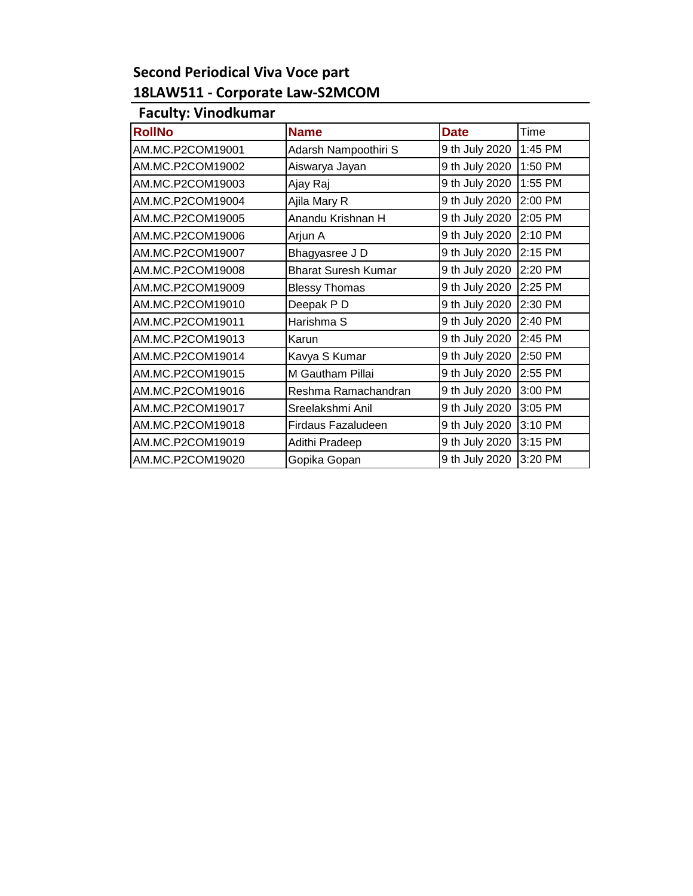## Second Periodical Viva Voce part

## 18LAW511 - Corporate Law-S2MCOM

### Faculty: Vinodkumar

| RollNo | Name | Date | Time |
|---|---|---|---|
| AM.MC.P2COM19001 | Adarsh Nampoothiri S | 9 th July 2020 | 1:45 PM |
| AM.MC.P2COM19002 | Aiswarya Jayan | 9 th July 2020 | 1:50 PM |
| AM.MC.P2COM19003 | Ajay Raj | 9 th July 2020 | 1:55 PM |
| AM.MC.P2COM19004 | Ajila Mary R | 9 th July 2020 | 2:00 PM |
| AM.MC.P2COM19005 | Anandu Krishnan H | 9 th July 2020 | 2:05 PM |
| AM.MC.P2COM19006 | Arjun A | 9 th July 2020 | 2:10 PM |
| AM.MC.P2COM19007 | Bhagyasree J D | 9 th July 2020 | 2:15 PM |
| AM.MC.P2COM19008 | Bharat Suresh Kumar | 9 th July 2020 | 2:20 PM |
| AM.MC.P2COM19009 | Blessy Thomas | 9 th July 2020 | 2:25 PM |
| AM.MC.P2COM19010 | Deepak P D | 9 th July 2020 | 2:30 PM |
| AM.MC.P2COM19011 | Harishma S | 9 th July 2020 | 2:40 PM |
| AM.MC.P2COM19013 | Karun | 9 th July 2020 | 2:45 PM |
| AM.MC.P2COM19014 | Kavya S Kumar | 9 th July 2020 | 2:50 PM |
| AM.MC.P2COM19015 | M Gautham Pillai | 9 th July 2020 | 2:55 PM |
| AM.MC.P2COM19016 | Reshma Ramachandran | 9 th July 2020 | 3:00 PM |
| AM.MC.P2COM19017 | Sreelakshmi Anil | 9 th July 2020 | 3:05 PM |
| AM.MC.P2COM19018 | Firdaus Fazaludeen | 9 th July 2020 | 3:10 PM |
| AM.MC.P2COM19019 | Adithi Pradeep | 9 th July 2020 | 3:15 PM |
| AM.MC.P2COM19020 | Gopika Gopan | 9 th July 2020 | 3:20 PM |